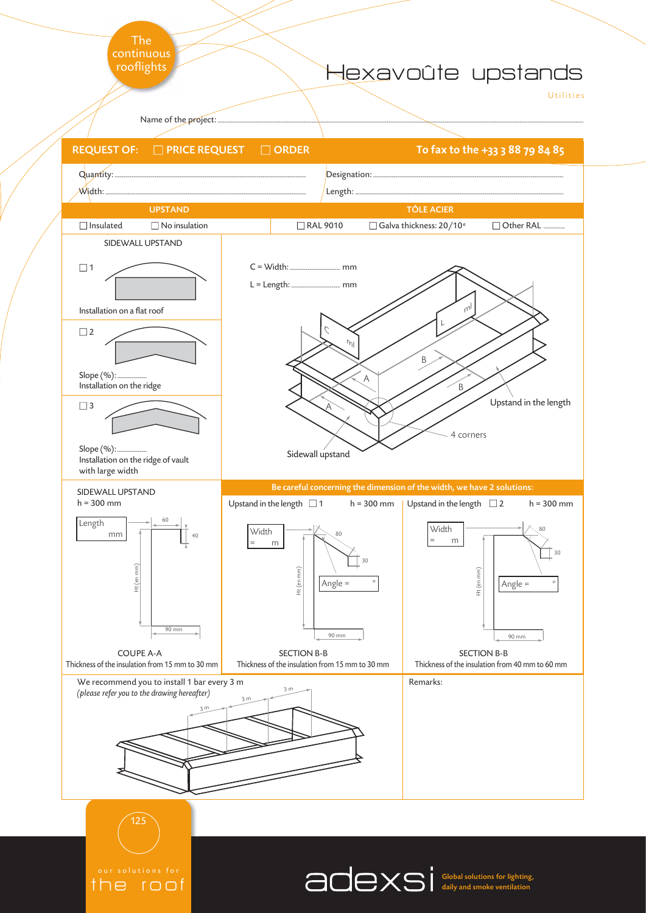The continuous rooflights

# Hexavoûte upstands

Utilities

Name of the project: ...............................................................................................................................................................

**REQUEST OF:** ☐ **PRICE REQUEST** ☐ **ORDER** **To fax to the +33 3 88 79 84 85**

Quantity: ..................................................................................... Designation: .....................................................................................

Width: ..................................................................................... Length: .....................................................................................

| UPSTAND | | TÔLE ACIER | | |
|---|---|---|---|---|
| ☐ Insulated | ☐ No insulation | ☐ RAL 9010 | ☐ Galva thickness: 20/10ᵉ | ☐ Other RAL .......... |

SIDEWALL UPSTAND

☐ 1

Installation on a flat roof

☐ 2

Slope (%): ..............

Installation on the ridge

☐ 3

Slope (%): ..............

Installation on the ridge of vault with large width

C = Width: .................... mm

L = Length: .................... mm

C, ml, L, ml, A, A, B, B

Upstand in the length

4 corners

Sidewall upstand

SIDEWALL UPSTAND

h = 300 mm

Length mm

60, 40, Ht (en mm), 90 mm

COUPE A-A

Thickness of the insulation from 15 mm to 30 mm

**Be careful concerning the dimension of the width, we have 2 solutions:**

Upstand in the length ☐ 1 h = 300 mm

Width = m

80, 30, Angle = °, Ht (en mm), 90 mm

SECTION B-B

Thickness of the insulation from 15 mm to 30 mm

Upstand in the length ☐ 2 h = 300 mm

Width = m

80, 30, Angle = °, Ht (en mm), 90 mm

SECTION B-B

Thickness of the insulation from 40 mm to 60 mm

We recommend you to install 1 bar every 3 m

*(please refer you to the drawing hereafter)*

3 m, 3 m, 3 m

Remarks:

our solutions for the roof

adexsi Global solutions for lighting, daily and smoke ventilation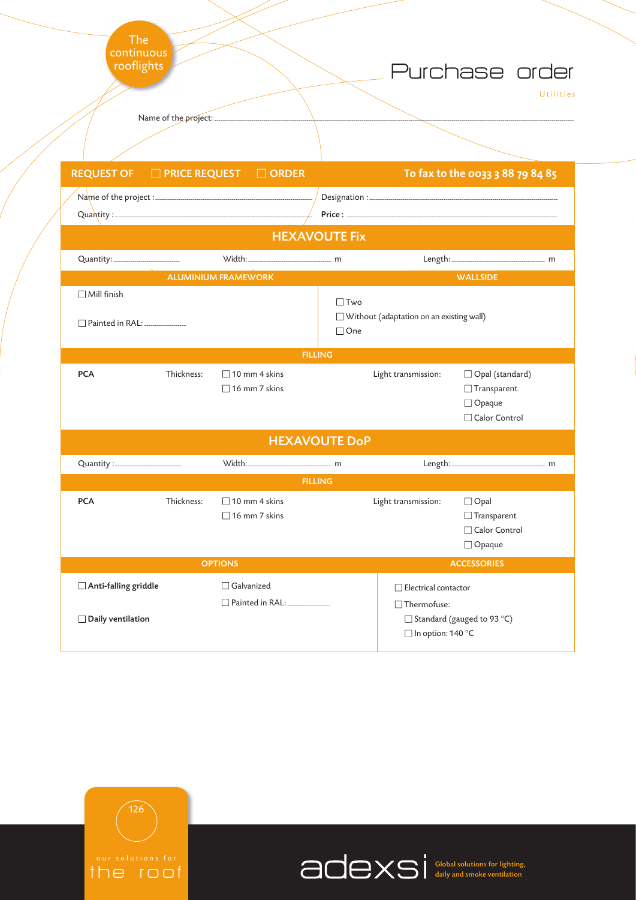The continuous rooflights

# Purchase order

Utilities

Name of the project: ........................................................................................................................................................

**REQUEST OF** ☐ **PRICE REQUEST** ☐ **ORDER** — **To fax to the 0033 3 88 79 84 85**

| | |
|---|---|
| Name of the project : ........................................ | Designation : ........................................ |
| Quantity : ........................................ | **Price :** ........................................ |

## HEXAVOUTE Fix

Quantity: .................... Width: .................... m Length: .................... m

| ALUMINIUM FRAMEWORK | WALLSIDE |
|---|---|
| ☐ Mill finish<br>☐ Painted in RAL: .................... | ☐ Two<br>☐ Without (adaptation on an existing wall)<br>☐ One |

**FILLING**

| | | | | |
|---|---|---|---|---|
| **PCA** | Thickness: | ☐ 10 mm 4 skins<br>☐ 16 mm 7 skins | Light transmission: | ☐ Opal (standard)<br>☐ Transparent<br>☐ Opaque<br>☐ Calor Control |

## HEXAVOUTE DoP

Quantity : .................... Width: .................... m Length: .................... m

**FILLING**

| | | | | |
|---|---|---|---|---|
| **PCA** | Thickness: | ☐ 10 mm 4 skins<br>☐ 16 mm 7 skins | Light transmission: | ☐ Opal<br>☐ Transparent<br>☐ Calor Control<br>☐ Opaque |

| OPTIONS | | ACCESSORIES |
|---|---|---|
| ☐ **Anti-falling griddle**<br>☐ **Daily ventilation** | ☐ Galvanized<br>☐ Painted in RAL: .................... | ☐ Electrical contactor<br>☐ Thermofuse:<br>☐ Standard (gauged to 93 °C)<br>☐ In option: 140 °C |

our solutions for the roof

adexsi — Global solutions for lighting, daily and smoke ventilation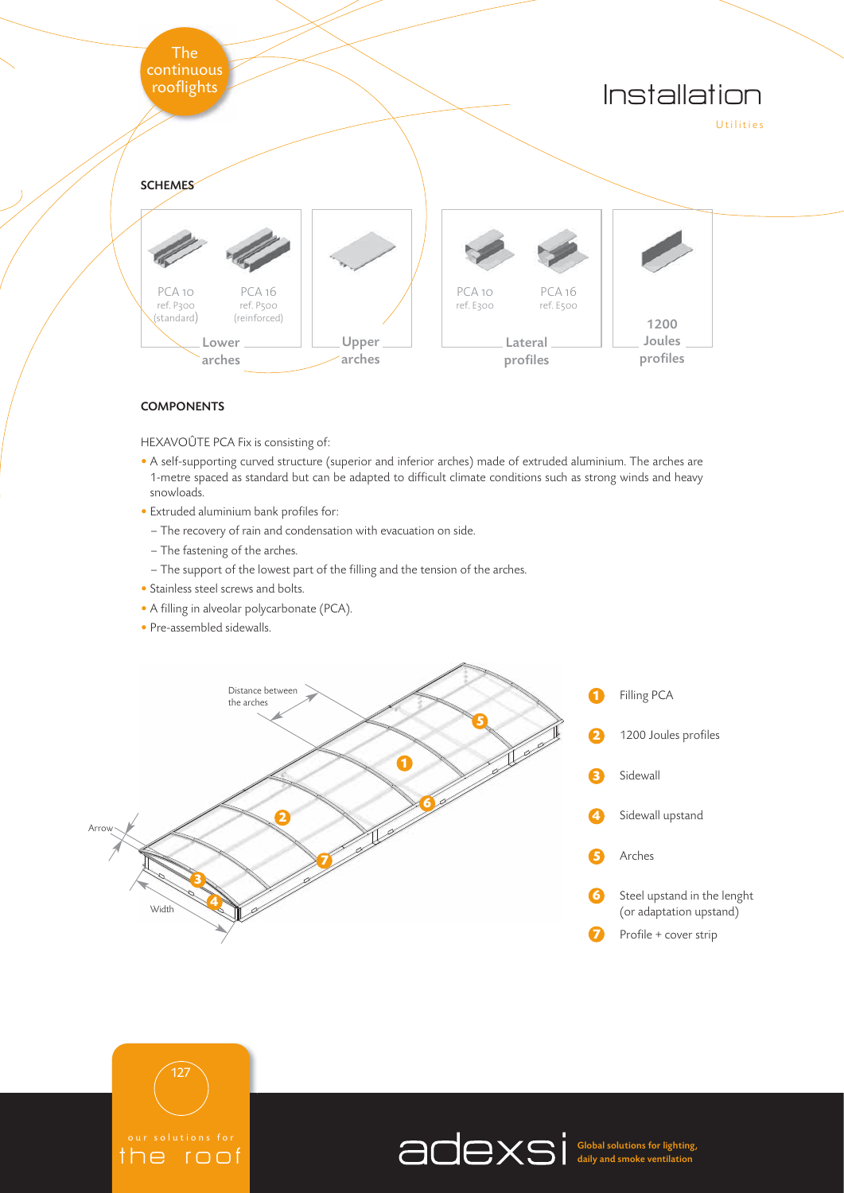The continuous rooflights

# Installation

Utilities

## SCHEMES

| Lower arches | | Upper arches | Lateral profiles | | 1200 Joules profiles |
|---|---|---|---|---|---|
| PCA 10 ref. P300 (standard) | PCA 16 ref. P500 (reinforced) | | PCA 10 ref. E300 | PCA 16 ref. E500 | |

## COMPONENTS

HEXAVOÛTE PCA Fix is consisting of:

- A self-supporting curved structure (superior and inferior arches) made of extruded aluminium. The arches are 1-metre spaced as standard but can be adapted to difficult climate conditions such as strong winds and heavy snowloads.
- Extruded aluminium bank profiles for:
  - The recovery of rain and condensation with evacuation on side.
  - The fastening of the arches.
  - The support of the lowest part of the filling and the tension of the arches.
- Stainless steel screws and bolts.
- A filling in alveolar polycarbonate (PCA).
- Pre-assembled sidewalls.

Distance between the arches

Arrow

Width

1. Filling PCA
2. 1200 Joules profiles
3. Sidewall
4. Sidewall upstand
5. Arches
6. Steel upstand in the lenght (or adaptation upstand)
7. Profile + cover strip

our solutions for the roof

adexsi Global solutions for lighting, daily and smoke ventilation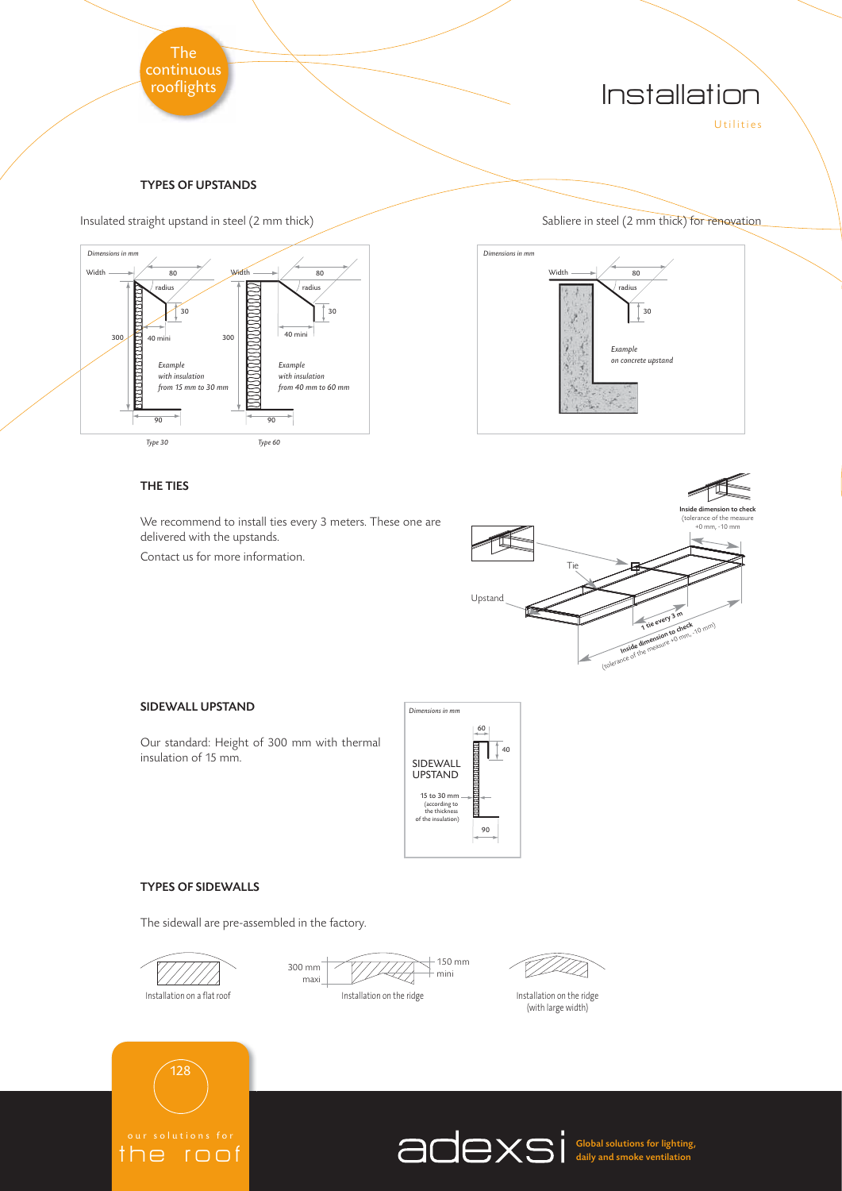# Installation

Utilities

## TYPES OF UPSTANDS

Insulated straight upstand in steel (2 mm thick)

*Dimensions in mm*

Width — 80 — radius — 30 — 300 — 40 mini — 90

*Example with insulation from 15 mm to 30 mm*

*Type 30*

Width — 80 — radius — 30 — 300 — 40 mini — 90

*Example with insulation from 40 mm to 60 mm*

*Type 60*

Sabliere in steel (2 mm thick) for renovation

*Dimensions in mm*

Width — 80 — radius — 30

*Example on concrete upstand*

## THE TIES

We recommend to install ties every 3 meters. These one are delivered with the upstands.

Contact us for more information.

Tie

Upstand

**Inside dimension to check** (tolerance of the measure +0 mm, -10 mm)

**1 tie every 3 m**

**Inside dimension to check** (tolerance of the measure +0 mm, -10 mm)

## SIDEWALL UPSTAND

Our standard: Height of 300 mm with thermal insulation of 15 mm.

*Dimensions in mm*

SIDEWALL UPSTAND

60 — 40 — 90

15 to 30 mm (according to the thickness of the insulation)

## TYPES OF SIDEWALLS

The sidewall are pre-assembled in the factory.

Installation on a flat roof

300 mm maxi — 150 mm mini

Installation on the ridge

Installation on the ridge (with large width)

our solutions for the roof

adexsi **Global solutions for lighting, daily and smoke ventilation**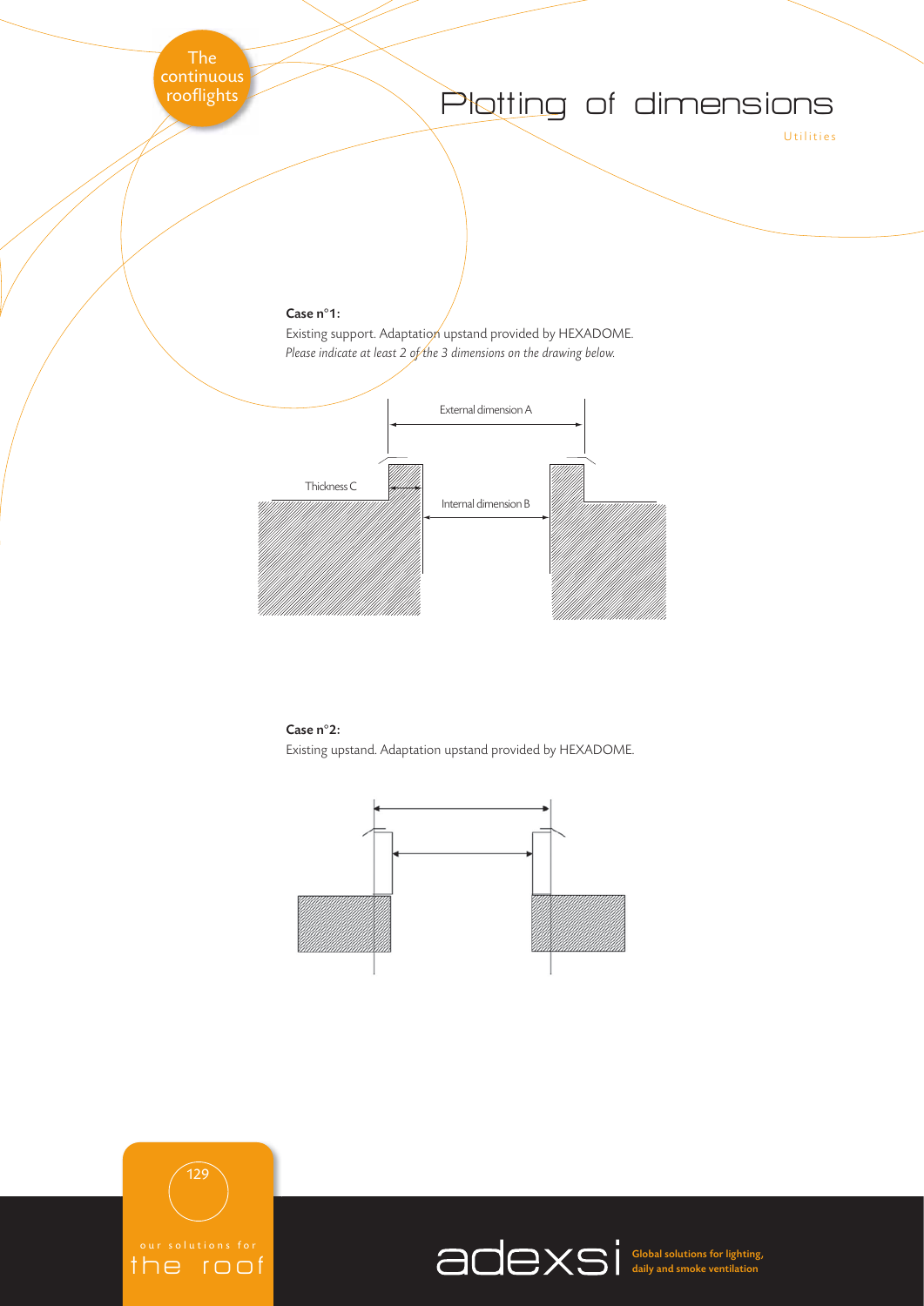# Plotting of dimensions

Utilities

**Case n°1:**

Existing support. Adaptation upstand provided by HEXADOME.

*Please indicate at least 2 of the 3 dimensions on the drawing below.*

External dimension A

Thickness C

Internal dimension B

**Case n°2:**

Existing upstand. Adaptation upstand provided by HEXADOME.